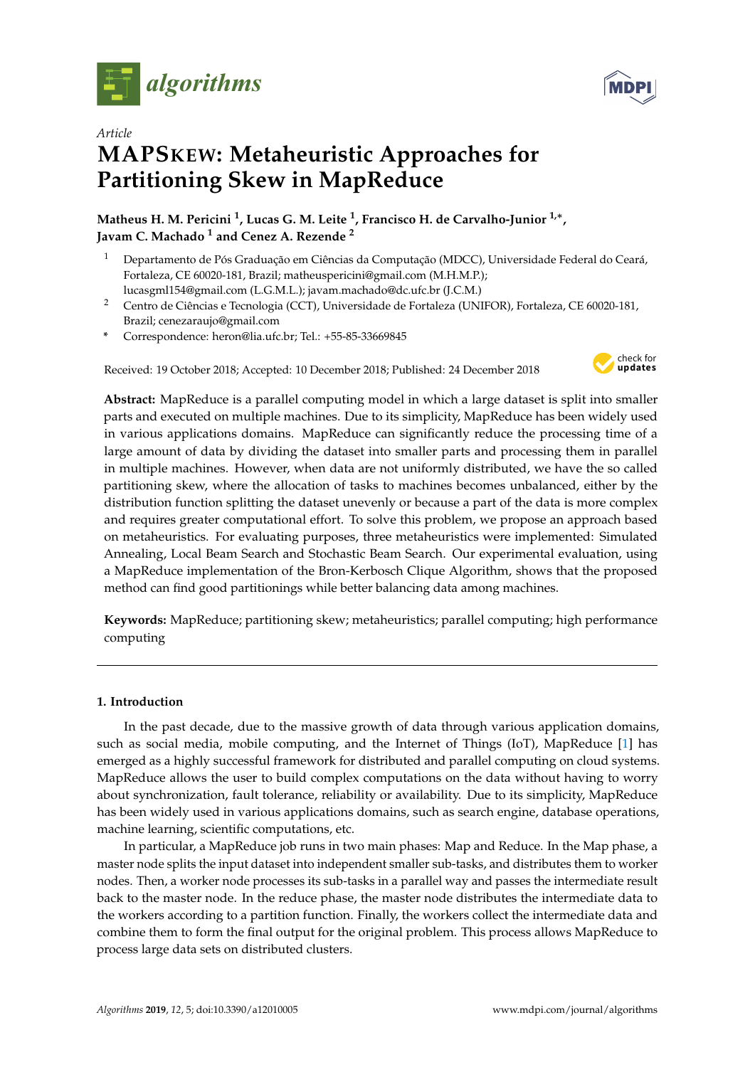*Article*

# MAPSKEW: Metaheuristic Approaches for Partitioning Skew in MapReduce

**Matheus H. M. Pericini [1], Lucas G. M. Leite [1], Francisco H. de Carvalho-Junior [1,*], Javam C. Machado [1] and Cenez A. Rezende [2]**

[1] Departamento de Pós Graduação em Ciências da Computação (MDCC), Universidade Federal do Ceará, Fortaleza, CE 60020-181, Brazil; matheuspericini@gmail.com (M.H.M.P.); lucasgml154@gmail.com (L.G.M.L.); javam.machado@dc.ufc.br (J.C.M.)

[2] Centro de Ciências e Tecnologia (CCT), Universidade de Fortaleza (UNIFOR), Fortaleza, CE 60020-181, Brazil; cenezaraujo@gmail.com

\* Correspondence: heron@lia.ufc.br; Tel.: +55-85-33669845

Received: 19 October 2018; Accepted: 10 December 2018; Published: 24 December 2018

**Abstract:** MapReduce is a parallel computing model in which a large dataset is split into smaller parts and executed on multiple machines. Due to its simplicity, MapReduce has been widely used in various applications domains. MapReduce can significantly reduce the processing time of a large amount of data by dividing the dataset into smaller parts and processing them in parallel in multiple machines. However, when data are not uniformly distributed, we have the so called partitioning skew, where the allocation of tasks to machines becomes unbalanced, either by the distribution function splitting the dataset unevenly or because a part of the data is more complex and requires greater computational effort. To solve this problem, we propose an approach based on metaheuristics. For evaluating purposes, three metaheuristics were implemented: Simulated Annealing, Local Beam Search and Stochastic Beam Search. Our experimental evaluation, using a MapReduce implementation of the Bron-Kerbosch Clique Algorithm, shows that the proposed method can find good partitionings while better balancing data among machines.

**Keywords:** MapReduce; partitioning skew; metaheuristics; parallel computing; high performance computing

## 1. Introduction

In the past decade, due to the massive growth of data through various application domains, such as social media, mobile computing, and the Internet of Things (IoT), MapReduce [1] has emerged as a highly successful framework for distributed and parallel computing on cloud systems. MapReduce allows the user to build complex computations on the data without having to worry about synchronization, fault tolerance, reliability or availability. Due to its simplicity, MapReduce has been widely used in various applications domains, such as search engine, database operations, machine learning, scientific computations, etc.

In particular, a MapReduce job runs in two main phases: Map and Reduce. In the Map phase, a master node splits the input dataset into independent smaller sub-tasks, and distributes them to worker nodes. Then, a worker node processes its sub-tasks in a parallel way and passes the intermediate result back to the master node. In the reduce phase, the master node distributes the intermediate data to the workers according to a partition function. Finally, the workers collect the intermediate data and combine them to form the final output for the original problem. This process allows MapReduce to process large data sets on distributed clusters.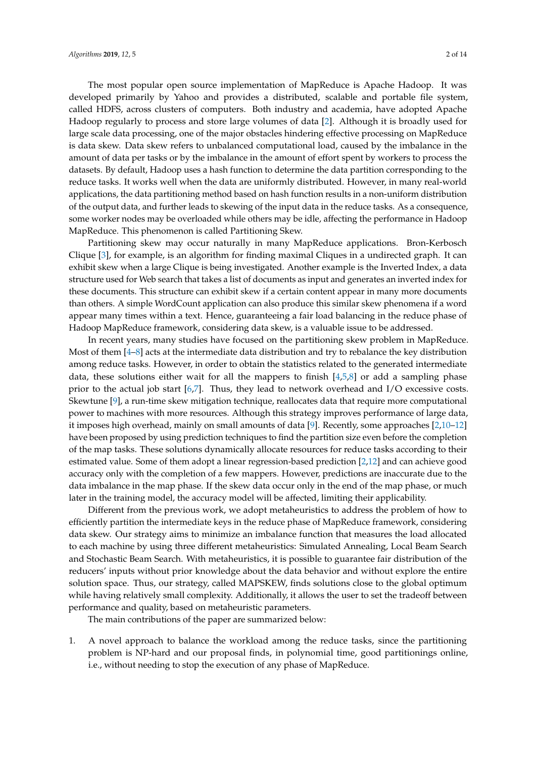The most popular open source implementation of MapReduce is Apache Hadoop. It was developed primarily by Yahoo and provides a distributed, scalable and portable file system, called HDFS, across clusters of computers. Both industry and academia, have adopted Apache Hadoop regularly to process and store large volumes of data [2]. Although it is broadly used for large scale data processing, one of the major obstacles hindering effective processing on MapReduce is data skew. Data skew refers to unbalanced computational load, caused by the imbalance in the amount of data per tasks or by the imbalance in the amount of effort spent by workers to process the datasets. By default, Hadoop uses a hash function to determine the data partition corresponding to the reduce tasks. It works well when the data are uniformly distributed. However, in many real-world applications, the data partitioning method based on hash function results in a non-uniform distribution of the output data, and further leads to skewing of the input data in the reduce tasks. As a consequence, some worker nodes may be overloaded while others may be idle, affecting the performance in Hadoop MapReduce. This phenomenon is called Partitioning Skew.

Partitioning skew may occur naturally in many MapReduce applications. Bron-Kerbosch Clique [3], for example, is an algorithm for finding maximal Cliques in a undirected graph. It can exhibit skew when a large Clique is being investigated. Another example is the Inverted Index, a data structure used for Web search that takes a list of documents as input and generates an inverted index for these documents. This structure can exhibit skew if a certain content appear in many more documents than others. A simple WordCount application can also produce this similar skew phenomena if a word appear many times within a text. Hence, guaranteeing a fair load balancing in the reduce phase of Hadoop MapReduce framework, considering data skew, is a valuable issue to be addressed.

In recent years, many studies have focused on the partitioning skew problem in MapReduce. Most of them [4–8] acts at the intermediate data distribution and try to rebalance the key distribution among reduce tasks. However, in order to obtain the statistics related to the generated intermediate data, these solutions either wait for all the mappers to finish [4,5,8] or add a sampling phase prior to the actual job start [6,7]. Thus, they lead to network overhead and I/O excessive costs. Skewtune [9], a run-time skew mitigation technique, reallocates data that require more computational power to machines with more resources. Although this strategy improves performance of large data, it imposes high overhead, mainly on small amounts of data [9]. Recently, some approaches [2,10–12] have been proposed by using prediction techniques to find the partition size even before the completion of the map tasks. These solutions dynamically allocate resources for reduce tasks according to their estimated value. Some of them adopt a linear regression-based prediction [2,12] and can achieve good accuracy only with the completion of a few mappers. However, predictions are inaccurate due to the data imbalance in the map phase. If the skew data occur only in the end of the map phase, or much later in the training model, the accuracy model will be affected, limiting their applicability.

Different from the previous work, we adopt metaheuristics to address the problem of how to efficiently partition the intermediate keys in the reduce phase of MapReduce framework, considering data skew. Our strategy aims to minimize an imbalance function that measures the load allocated to each machine by using three different metaheuristics: Simulated Annealing, Local Beam Search and Stochastic Beam Search. With metaheuristics, it is possible to guarantee fair distribution of the reducers' inputs without prior knowledge about the data behavior and without explore the entire solution space. Thus, our strategy, called MAPSKEW, finds solutions close to the global optimum while having relatively small complexity. Additionally, it allows the user to set the tradeoff between performance and quality, based on metaheuristic parameters.

The main contributions of the paper are summarized below:

1. A novel approach to balance the workload among the reduce tasks, since the partitioning problem is NP-hard and our proposal finds, in polynomial time, good partitionings online, i.e., without needing to stop the execution of any phase of MapReduce.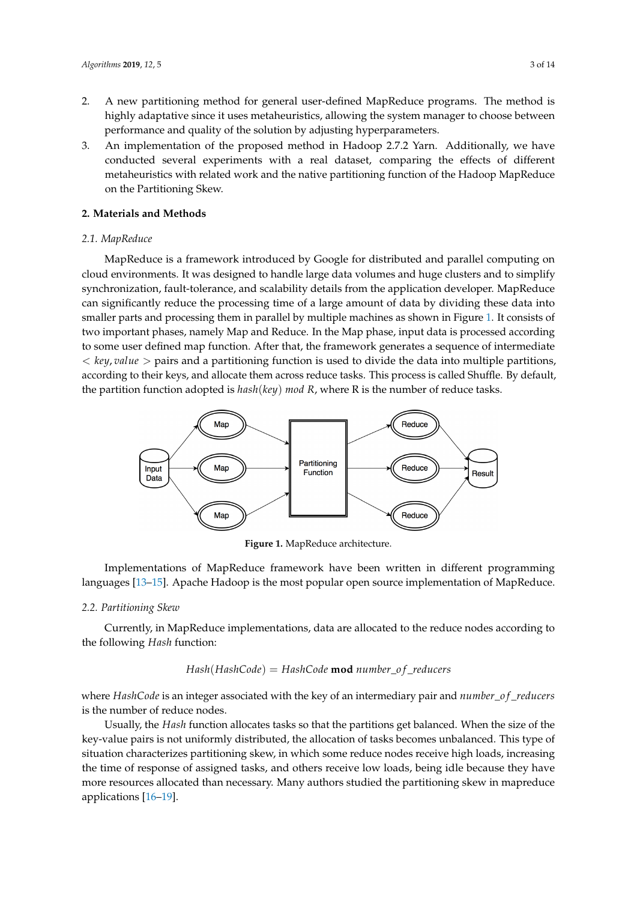2. A new partitioning method for general user-defined MapReduce programs. The method is highly adaptative since it uses metaheuristics, allowing the system manager to choose between performance and quality of the solution by adjusting hyperparameters.
3. An implementation of the proposed method in Hadoop 2.7.2 Yarn. Additionally, we have conducted several experiments with a real dataset, comparing the effects of different metaheuristics with related work and the native partitioning function of the Hadoop MapReduce on the Partitioning Skew.

## 2. Materials and Methods

### 2.1. MapReduce

MapReduce is a framework introduced by Google for distributed and parallel computing on cloud environments. It was designed to handle large data volumes and huge clusters and to simplify synchronization, fault-tolerance, and scalability details from the application developer. MapReduce can significantly reduce the processing time of a large amount of data by dividing these data into smaller parts and processing them in parallel by multiple machines as shown in Figure 1. It consists of two important phases, namely Map and Reduce. In the Map phase, input data is processed according to some user defined map function. After that, the framework generates a sequence of intermediate $< key, value >$ pairs and a partitioning function is used to divide the data into multiple partitions, according to their keys, and allocate them across reduce tasks. This process is called Shuffle. By default, the partition function adopted is $hash(key)\ mod\ R$, where R is the number of reduce tasks.

**Figure 1.** MapReduce architecture.

Implementations of MapReduce framework have been written in different programming languages [13–15]. Apache Hadoop is the most popular open source implementation of MapReduce.

### 2.2. Partitioning Skew

Currently, in MapReduce implementations, data are allocated to the reduce nodes according to the following *Hash* function:

$$Hash(HashCode) = HashCode\ \mathbf{mod}\ number\_of\_reducers$$

where *HashCode* is an integer associated with the key of an intermediary pair and $number\_of\_reducers$ is the number of reduce nodes.

Usually, the *Hash* function allocates tasks so that the partitions get balanced. When the size of the key-value pairs is not uniformly distributed, the allocation of tasks becomes unbalanced. This type of situation characterizes partitioning skew, in which some reduce nodes receive high loads, increasing the time of response of assigned tasks, and others receive low loads, being idle because they have more resources allocated than necessary. Many authors studied the partitioning skew in mapreduce applications [16–19].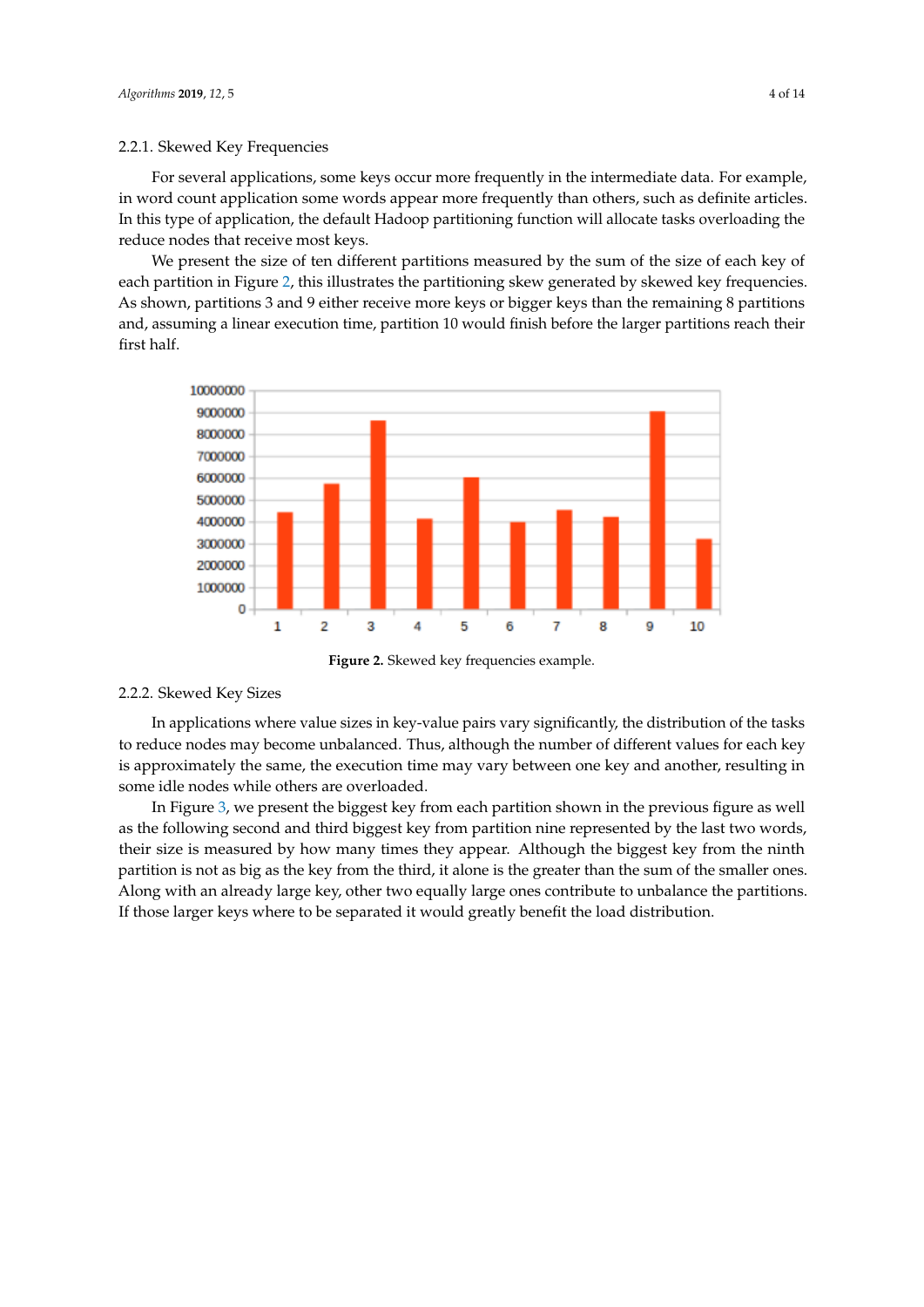### 2.2.1. Skewed Key Frequencies

For several applications, some keys occur more frequently in the intermediate data. For example, in word count application some words appear more frequently than others, such as definite articles. In this type of application, the default Hadoop partitioning function will allocate tasks overloading the reduce nodes that receive most keys.

We present the size of ten different partitions measured by the sum of the size of each key of each partition in Figure 2, this illustrates the partitioning skew generated by skewed key frequencies. As shown, partitions 3 and 9 either receive more keys or bigger keys than the remaining 8 partitions and, assuming a linear execution time, partition 10 would finish before the larger partitions reach their first half.

**Figure 2.** Skewed key frequencies example.

### 2.2.2. Skewed Key Sizes

In applications where value sizes in key-value pairs vary significantly, the distribution of the tasks to reduce nodes may become unbalanced. Thus, although the number of different values for each key is approximately the same, the execution time may vary between one key and another, resulting in some idle nodes while others are overloaded.

In Figure 3, we present the biggest key from each partition shown in the previous figure as well as the following second and third biggest key from partition nine represented by the last two words, their size is measured by how many times they appear. Although the biggest key from the ninth partition is not as big as the key from the third, it alone is the greater than the sum of the smaller ones. Along with an already large key, other two equally large ones contribute to unbalance the partitions. If those larger keys where to be separated it would greatly benefit the load distribution.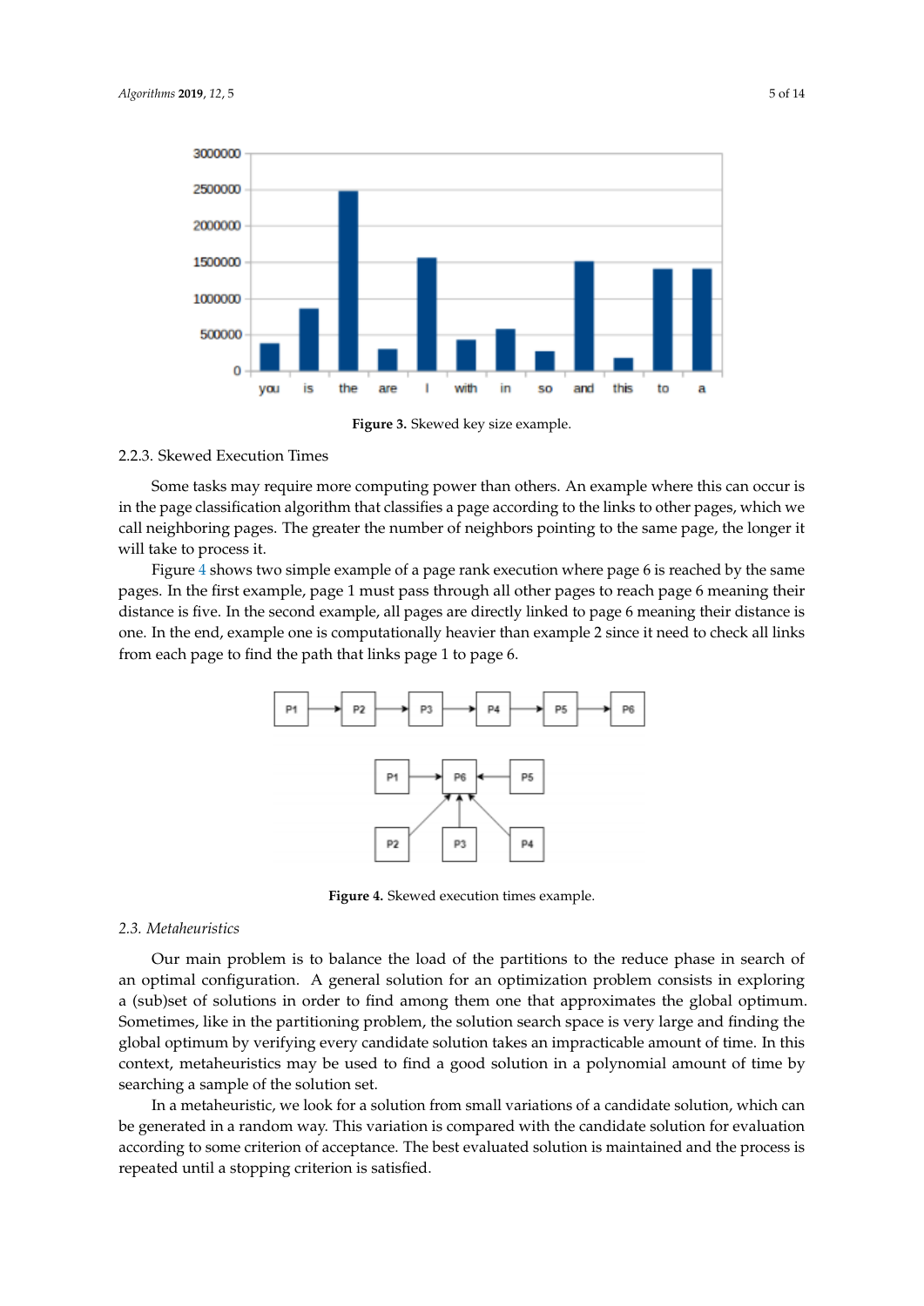**Figure 3.** Skewed key size example.

#### 2.2.3. Skewed Execution Times

Some tasks may require more computing power than others. An example where this can occur is in the page classification algorithm that classifies a page according to the links to other pages, which we call neighboring pages. The greater the number of neighbors pointing to the same page, the longer it will take to process it.

Figure 4 shows two simple example of a page rank execution where page 6 is reached by the same pages. In the first example, page 1 must pass through all other pages to reach page 6 meaning their distance is five. In the second example, all pages are directly linked to page 6 meaning their distance is one. In the end, example one is computationally heavier than example 2 since it need to check all links from each page to find the path that links page 1 to page 6.

**Figure 4.** Skewed execution times example.

### *2.3. Metaheuristics*

Our main problem is to balance the load of the partitions to the reduce phase in search of an optimal configuration. A general solution for an optimization problem consists in exploring a (sub)set of solutions in order to find among them one that approximates the global optimum. Sometimes, like in the partitioning problem, the solution search space is very large and finding the global optimum by verifying every candidate solution takes an impracticable amount of time. In this context, metaheuristics may be used to find a good solution in a polynomial amount of time by searching a sample of the solution set.

In a metaheuristic, we look for a solution from small variations of a candidate solution, which can be generated in a random way. This variation is compared with the candidate solution for evaluation according to some criterion of acceptance. The best evaluated solution is maintained and the process is repeated until a stopping criterion is satisfied.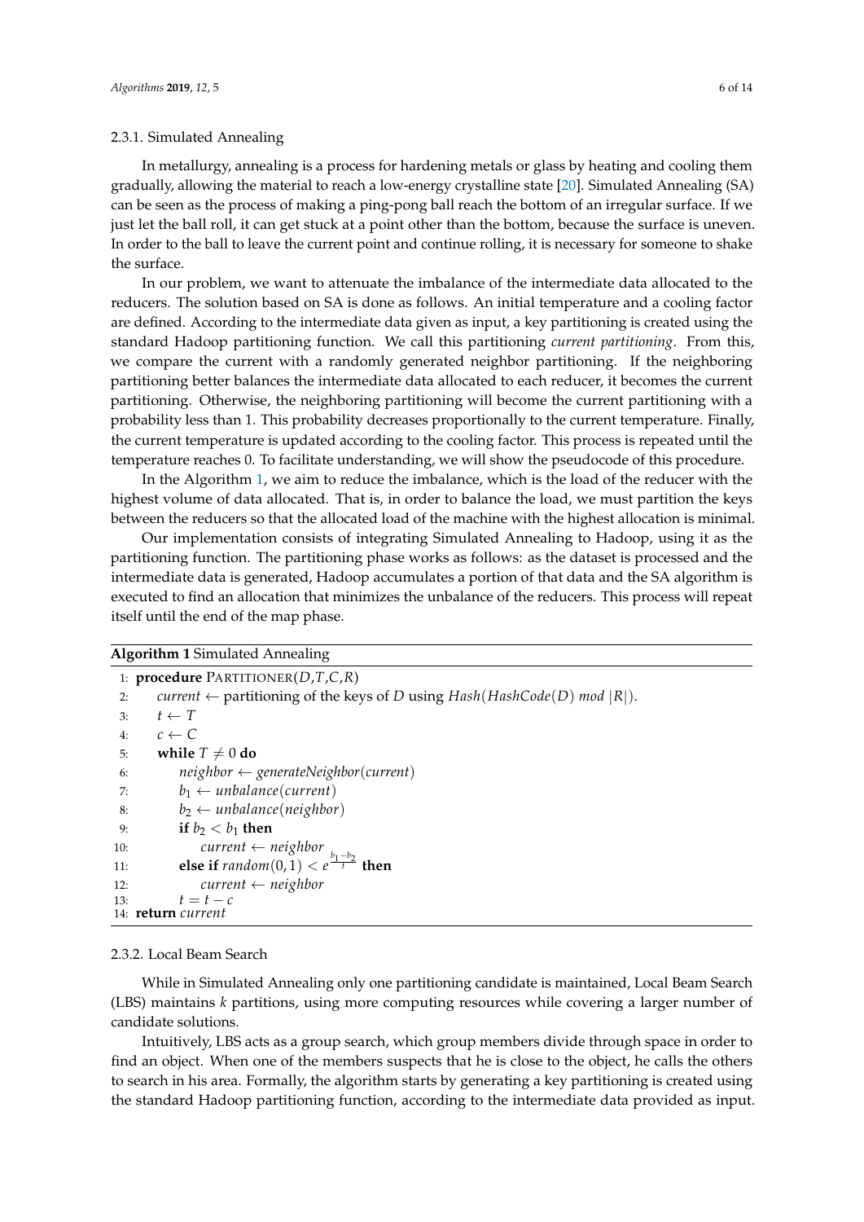#### 2.3.1. Simulated Annealing

In metallurgy, annealing is a process for hardening metals or glass by heating and cooling them gradually, allowing the material to reach a low-energy crystalline state [20]. Simulated Annealing (SA) can be seen as the process of making a ping-pong ball reach the bottom of an irregular surface. If we just let the ball roll, it can get stuck at a point other than the bottom, because the surface is uneven. In order to the ball to leave the current point and continue rolling, it is necessary for someone to shake the surface.

In our problem, we want to attenuate the imbalance of the intermediate data allocated to the reducers. The solution based on SA is done as follows. An initial temperature and a cooling factor are defined. According to the intermediate data given as input, a key partitioning is created using the standard Hadoop partitioning function. We call this partitioning *current partitioning*. From this, we compare the current with a randomly generated neighbor partitioning. If the neighboring partitioning better balances the intermediate data allocated to each reducer, it becomes the current partitioning. Otherwise, the neighboring partitioning will become the current partitioning with a probability less than 1. This probability decreases proportionally to the current temperature. Finally, the current temperature is updated according to the cooling factor. This process is repeated until the temperature reaches 0. To facilitate understanding, we will show the pseudocode of this procedure.

In the Algorithm 1, we aim to reduce the imbalance, which is the load of the reducer with the highest volume of data allocated. That is, in order to balance the load, we must partition the keys between the reducers so that the allocated load of the machine with the highest allocation is minimal.

Our implementation consists of integrating Simulated Annealing to Hadoop, using it as the partitioning function. The partitioning phase works as follows: as the dataset is processed and the intermediate data is generated, Hadoop accumulates a portion of that data and the SA algorithm is executed to find an allocation that minimizes the unbalance of the reducers. This process will repeat itself until the end of the map phase.

**Algorithm 1** Simulated Annealing

1: **procedure** PARTITIONER($D$,$T$,$C$,$R$)
2: $\quad$ $current \leftarrow$ partitioning of the keys of $D$ using $Hash(HashCode(D) \ mod \ |R|)$.
3: $\quad$ $t \leftarrow T$
4: $\quad$ $c \leftarrow C$
5: $\quad$ **while** $T \neq 0$ **do**
6: $\quad\quad$ $neighbor \leftarrow generateNeighbor(current)$
7: $\quad\quad$ $b_1 \leftarrow unbalance(current)$
8: $\quad\quad$ $b_2 \leftarrow unbalance(neighbor)$
9: $\quad\quad$ **if** $b_2 < b_1$ **then**
10: $\quad\quad\quad$ $current \leftarrow neighbor$
11: $\quad\quad$ **else if** $random(0,1) < e^{\frac{b_1 - b_2}{t}}$ **then**
12: $\quad\quad\quad$ $current \leftarrow neighbor$
13: $\quad\quad$ $t = t - c$
14: **return** $current$

#### 2.3.2. Local Beam Search

While in Simulated Annealing only one partitioning candidate is maintained, Local Beam Search (LBS) maintains $k$ partitions, using more computing resources while covering a larger number of candidate solutions.

Intuitively, LBS acts as a group search, which group members divide through space in order to find an object. When one of the members suspects that he is close to the object, he calls the others to search in his area. Formally, the algorithm starts by generating a key partitioning is created using the standard Hadoop partitioning function, according to the intermediate data provided as input.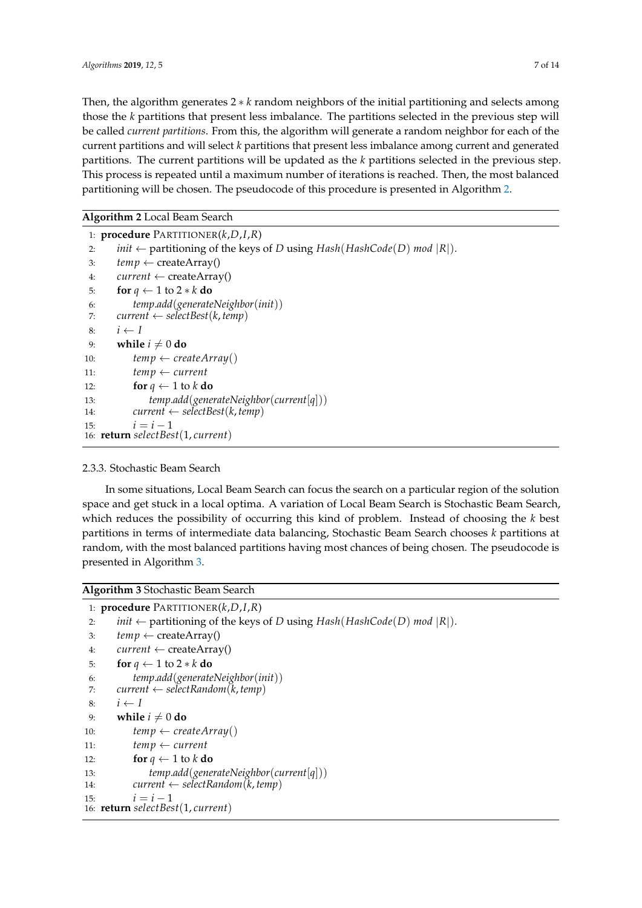Then, the algorithm generates $2 * k$ random neighbors of the initial partitioning and selects among those the $k$ partitions that present less imbalance. The partitions selected in the previous step will be called *current partitions*. From this, the algorithm will generate a random neighbor for each of the current partitions and will select $k$ partitions that present less imbalance among current and generated partitions. The current partitions will be updated as the $k$ partitions selected in the previous step. This process is repeated until a maximum number of iterations is reached. Then, the most balanced partitioning will be chosen. The pseudocode of this procedure is presented in Algorithm 2.

**Algorithm 2** Local Beam Search

```
1:  procedure PARTITIONER(k,D,I,R)
2:      init ← partitioning of the keys of D using Hash(HashCode(D) mod |R|).
3:      temp ← createArray()
4:      current ← createArray()
5:      for q ← 1 to 2 * k do
6:          temp.add(generateNeighbor(init))
7:      current ← selectBest(k, temp)
8:      i ← I
9:      while i ≠ 0 do
10:         temp ← createArray()
11:         temp ← current
12:         for q ← 1 to k do
13:             temp.add(generateNeighbor(current[q]))
14:         current ← selectBest(k, temp)
15:         i = i − 1
16: return selectBest(1, current)
```

2.3.3. Stochastic Beam Search

In some situations, Local Beam Search can focus the search on a particular region of the solution space and get stuck in a local optima. A variation of Local Beam Search is Stochastic Beam Search, which reduces the possibility of occurring this kind of problem. Instead of choosing the $k$ best partitions in terms of intermediate data balancing, Stochastic Beam Search chooses $k$ partitions at random, with the most balanced partitions having most chances of being chosen. The pseudocode is presented in Algorithm 3.

**Algorithm 3** Stochastic Beam Search

```
1:  procedure PARTITIONER(k,D,I,R)
2:      init ← partitioning of the keys of D using Hash(HashCode(D) mod |R|).
3:      temp ← createArray()
4:      current ← createArray()
5:      for q ← 1 to 2 * k do
6:          temp.add(generateNeighbor(init))
7:      current ← selectRandom(k, temp)
8:      i ← I
9:      while i ≠ 0 do
10:         temp ← createArray()
11:         temp ← current
12:         for q ← 1 to k do
13:             temp.add(generateNeighbor(current[q]))
14:         current ← selectRandom(k, temp)
15:         i = i − 1
16: return selectBest(1, current)
```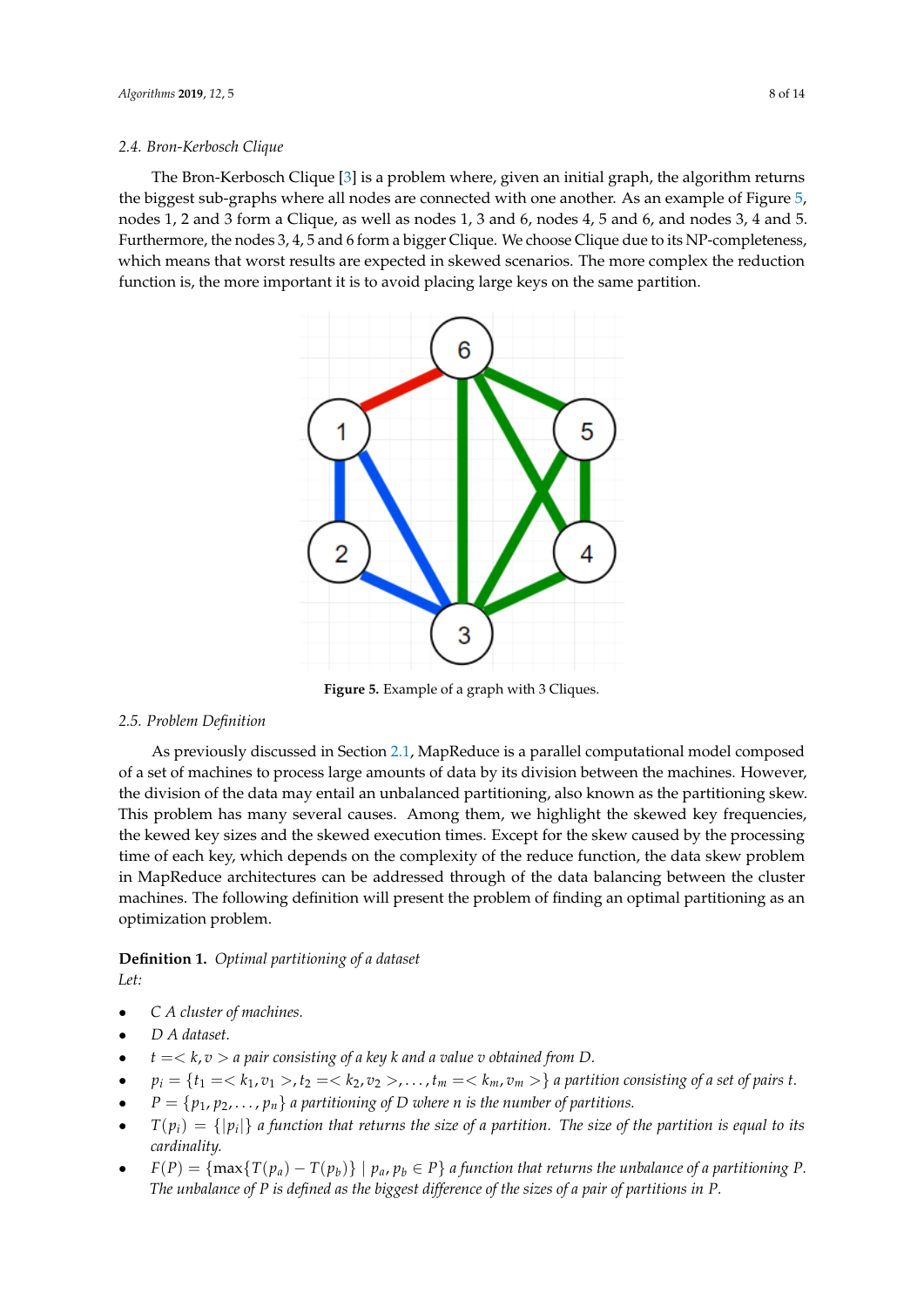### 2.4. Bron-Kerbosch Clique

The Bron-Kerbosch Clique [3] is a problem where, given an initial graph, the algorithm returns the biggest sub-graphs where all nodes are connected with one another. As an example of Figure 5, nodes 1, 2 and 3 form a Clique, as well as nodes 1, 3 and 6, nodes 4, 5 and 6, and nodes 3, 4 and 5. Furthermore, the nodes 3, 4, 5 and 6 form a bigger Clique. We choose Clique due to its NP-completeness, which means that worst results are expected in skewed scenarios. The more complex the reduction function is, the more important it is to avoid placing large keys on the same partition.

**Figure 5.** Example of a graph with 3 Cliques.

### 2.5. Problem Definition

As previously discussed in Section 2.1, MapReduce is a parallel computational model composed of a set of machines to process large amounts of data by its division between the machines. However, the division of the data may entail an unbalanced partitioning, also known as the partitioning skew. This problem has many several causes. Among them, we highlight the skewed key frequencies, the kewed key sizes and the skewed execution times. Except for the skew caused by the processing time of each key, which depends on the complexity of the reduce function, the data skew problem in MapReduce architectures can be addressed through of the data balancing between the cluster machines. The following definition will present the problem of finding an optimal partitioning as an optimization problem.

**Definition 1.** *Optimal partitioning of a dataset*
*Let:*

- $C$ *A cluster of machines.*
- $D$ *A dataset.*
- $t = <k, v>$ *a pair consisting of a key* $k$ *and a value* $v$ *obtained from* $D$.
- $p_i = \{t_1 = <k_1, v_1>, t_2 = <k_2, v_2>, \ldots, t_m = <k_m, v_m>\}$ *a partition consisting of a set of pairs* $t$.
- $P = \{p_1, p_2, \ldots, p_n\}$ *a partitioning of* $D$ *where* $n$ *is the number of partitions.*
- $T(p_i) = \{|p_i|\}$ *a function that returns the size of a partition. The size of the partition is equal to its cardinality.*
- $F(P) = \{\max\{T(p_a) - T(p_b)\} \mid p_a, p_b \in P\}$ *a function that returns the unbalance of a partitioning* $P$. *The unbalance of* $P$ *is defined as the biggest difference of the sizes of a pair of partitions in* $P$.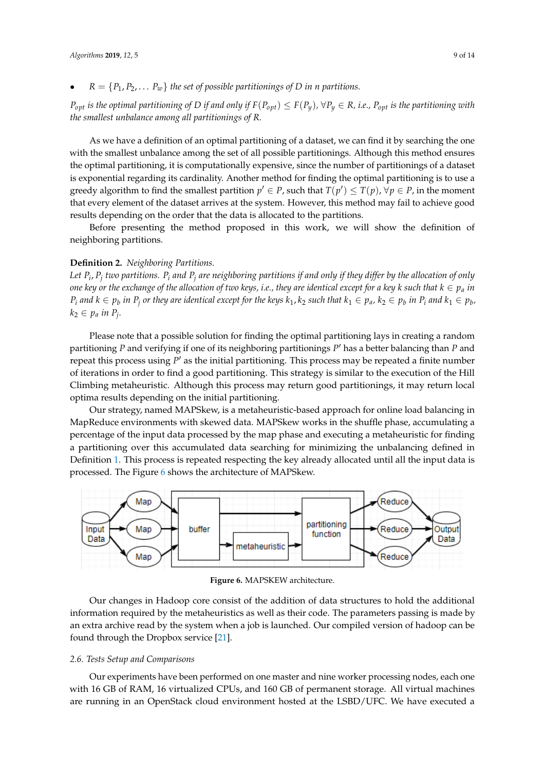- $R = \{P_1, P_2, \ldots P_w\}$ *the set of possible partitionings of D in n partitions.*

*$P_{opt}$ is the optimal partitioning of D if and only if $F(P_{opt}) \leq F(P_y)$, $\forall P_y \in R$, i.e., $P_{opt}$ is the partitioning with the smallest unbalance among all partitionings of R.*

As we have a definition of an optimal partitioning of a dataset, we can find it by searching the one with the smallest unbalance among the set of all possible partitionings. Although this method ensures the optimal partitioning, it is computationally expensive, since the number of partitionings of a dataset is exponential regarding its cardinality. Another method for finding the optimal partitioning is to use a greedy algorithm to find the smallest partition $p' \in P$, such that $T(p') \leq T(p)$, $\forall p \in P$, in the moment that every element of the dataset arrives at the system. However, this method may fail to achieve good results depending on the order that the data is allocated to the partitions.

Before presenting the method proposed in this work, we will show the definition of neighboring partitions.

**Definition 2.** *Neighboring Partitions.*
*Let $P_i, P_j$ two partitions. $P_i$ and $P_j$ are neighboring partitions if and only if they differ by the allocation of only one key or the exchange of the allocation of two keys, i.e., they are identical except for a key k such that $k \in p_a$ in $P_i$ and $k \in p_b$ in $P_j$ or they are identical except for the keys $k_1, k_2$ such that $k_1 \in p_a$, $k_2 \in p_b$ in $P_i$ and $k_1 \in p_b$, $k_2 \in p_a$ in $P_j$.*

Please note that a possible solution for finding the optimal partitioning lays in creating a random partitioning $P$ and verifying if one of its neighboring partitionings $P'$ has a better balancing than $P$ and repeat this process using $P'$ as the initial partitioning. This process may be repeated a finite number of iterations in order to find a good partitioning. This strategy is similar to the execution of the Hill Climbing metaheuristic. Although this process may return good partitionings, it may return local optima results depending on the initial partitioning.

Our strategy, named MAPSkew, is a metaheuristic-based approach for online load balancing in MapReduce environments with skewed data. MAPSkew works in the shuffle phase, accumulating a percentage of the input data processed by the map phase and executing a metaheuristic for finding a partitioning over this accumulated data searching for minimizing the unbalancing defined in Definition 1. This process is repeated respecting the key already allocated until all the input data is processed. The Figure 6 shows the architecture of MAPSkew.

**Figure 6.** MAPSKEW architecture.

Our changes in Hadoop core consist of the addition of data structures to hold the additional information required by the metaheuristics as well as their code. The parameters passing is made by an extra archive read by the system when a job is launched. Our compiled version of hadoop can be found through the Dropbox service [21].

### 2.6. Tests Setup and Comparisons

Our experiments have been performed on one master and nine worker processing nodes, each one with 16 GB of RAM, 16 virtualized CPUs, and 160 GB of permanent storage. All virtual machines are running in an OpenStack cloud environment hosted at the LSBD/UFC. We have executed a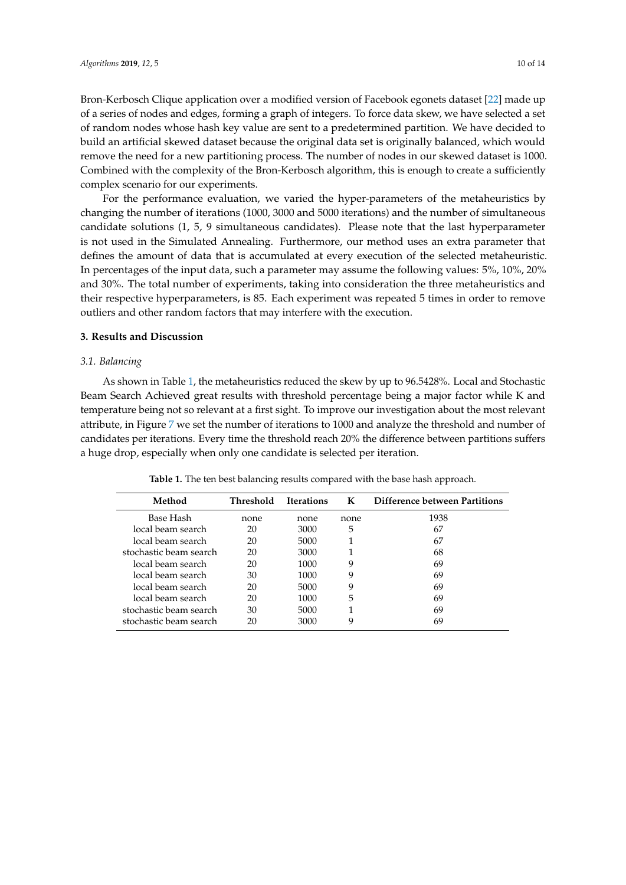Bron-Kerbosch Clique application over a modified version of Facebook egonets dataset [22] made up of a series of nodes and edges, forming a graph of integers. To force data skew, we have selected a set of random nodes whose hash key value are sent to a predetermined partition. We have decided to build an artificial skewed dataset because the original data set is originally balanced, which would remove the need for a new partitioning process. The number of nodes in our skewed dataset is 1000. Combined with the complexity of the Bron-Kerbosch algorithm, this is enough to create a sufficiently complex scenario for our experiments.

For the performance evaluation, we varied the hyper-parameters of the metaheuristics by changing the number of iterations (1000, 3000 and 5000 iterations) and the number of simultaneous candidate solutions (1, 5, 9 simultaneous candidates). Please note that the last hyperparameter is not used in the Simulated Annealing. Furthermore, our method uses an extra parameter that defines the amount of data that is accumulated at every execution of the selected metaheuristic. In percentages of the input data, such a parameter may assume the following values: 5%, 10%, 20% and 30%. The total number of experiments, taking into consideration the three metaheuristics and their respective hyperparameters, is 85. Each experiment was repeated 5 times in order to remove outliers and other random factors that may interfere with the execution.

## 3. Results and Discussion

### 3.1. Balancing

As shown in Table 1, the metaheuristics reduced the skew by up to 96.5428%. Local and Stochastic Beam Search Achieved great results with threshold percentage being a major factor while K and temperature being not so relevant at a first sight. To improve our investigation about the most relevant attribute, in Figure 7 we set the number of iterations to 1000 and analyze the threshold and number of candidates per iterations. Every time the threshold reach 20% the difference between partitions suffers a huge drop, especially when only one candidate is selected per iteration.

**Table 1.** The ten best balancing results compared with the base hash approach.

| Method | Threshold | Iterations | K | Difference between Partitions |
|---|---|---|---|---|
| Base Hash | none | none | none | 1938 |
| local beam search | 20 | 3000 | 5 | 67 |
| local beam search | 20 | 5000 | 1 | 67 |
| stochastic beam search | 20 | 3000 | 1 | 68 |
| local beam search | 20 | 1000 | 9 | 69 |
| local beam search | 30 | 1000 | 9 | 69 |
| local beam search | 20 | 5000 | 9 | 69 |
| local beam search | 20 | 1000 | 5 | 69 |
| stochastic beam search | 30 | 5000 | 1 | 69 |
| stochastic beam search | 20 | 3000 | 9 | 69 |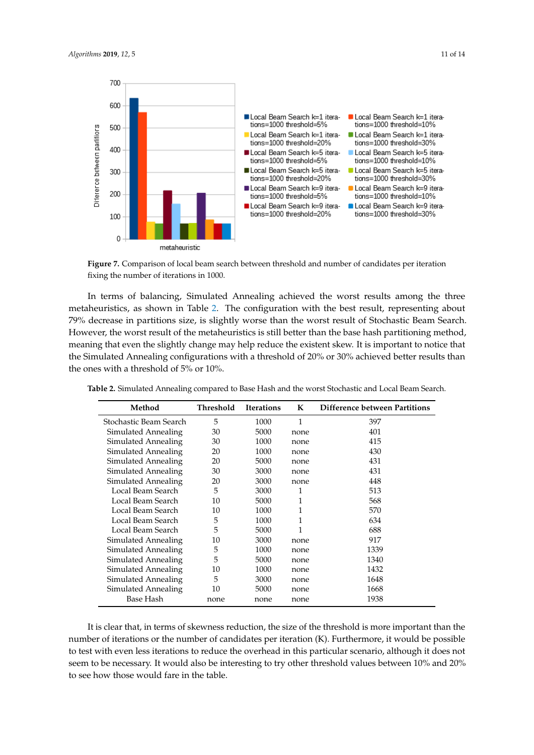**Figure 7.** Comparison of local beam search between threshold and number of candidates per iteration fixing the number of iterations in 1000.

In terms of balancing, Simulated Annealing achieved the worst results among the three metaheuristics, as shown in Table 2. The configuration with the best result, representing about 79% decrease in partitions size, is slightly worse than the worst result of Stochastic Beam Search. However, the worst result of the metaheuristics is still better than the base hash partitioning method, meaning that even the slightly change may help reduce the existent skew. It is important to notice that the Simulated Annealing configurations with a threshold of 20% or 30% achieved better results than the ones with a threshold of 5% or 10%.

**Table 2.** Simulated Annealing compared to Base Hash and the worst Stochastic and Local Beam Search.

| Method | Threshold | Iterations | K | Difference between Partitions |
|---|---|---|---|---|
| Stochastic Beam Search | 5 | 1000 | 1 | 397 |
| Simulated Annealing | 30 | 5000 | none | 401 |
| Simulated Annealing | 30 | 1000 | none | 415 |
| Simulated Annealing | 20 | 1000 | none | 430 |
| Simulated Annealing | 20 | 5000 | none | 431 |
| Simulated Annealing | 30 | 3000 | none | 431 |
| Simulated Annealing | 20 | 3000 | none | 448 |
| Local Beam Search | 5 | 3000 | 1 | 513 |
| Local Beam Search | 10 | 5000 | 1 | 568 |
| Local Beam Search | 10 | 1000 | 1 | 570 |
| Local Beam Search | 5 | 1000 | 1 | 634 |
| Local Beam Search | 5 | 5000 | 1 | 688 |
| Simulated Annealing | 10 | 3000 | none | 917 |
| Simulated Annealing | 5 | 1000 | none | 1339 |
| Simulated Annealing | 5 | 5000 | none | 1340 |
| Simulated Annealing | 10 | 1000 | none | 1432 |
| Simulated Annealing | 5 | 3000 | none | 1648 |
| Simulated Annealing | 10 | 5000 | none | 1668 |
| Base Hash | none | none | none | 1938 |

It is clear that, in terms of skewness reduction, the size of the threshold is more important than the number of iterations or the number of candidates per iteration (K). Furthermore, it would be possible to test with even less iterations to reduce the overhead in this particular scenario, although it does not seem to be necessary. It would also be interesting to try other threshold values between 10% and 20% to see how those would fare in the table.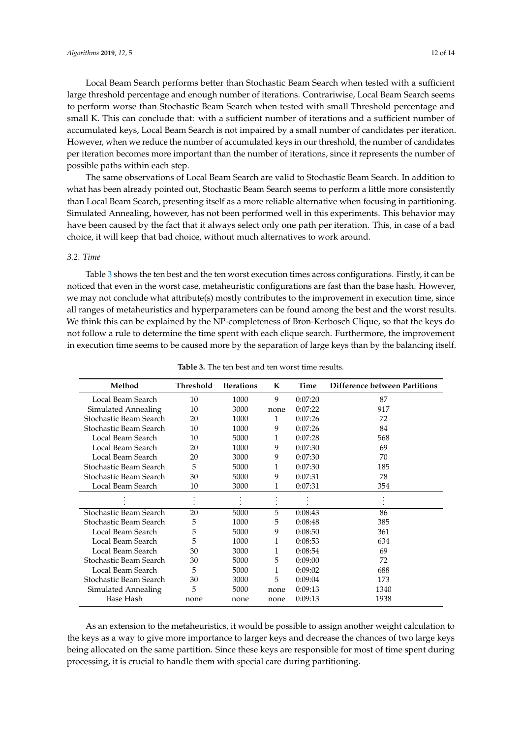Local Beam Search performs better than Stochastic Beam Search when tested with a sufficient large threshold percentage and enough number of iterations. Contrariwise, Local Beam Search seems to perform worse than Stochastic Beam Search when tested with small Threshold percentage and small K. This can conclude that: with a sufficient number of iterations and a sufficient number of accumulated keys, Local Beam Search is not impaired by a small number of candidates per iteration. However, when we reduce the number of accumulated keys in our threshold, the number of candidates per iteration becomes more important than the number of iterations, since it represents the number of possible paths within each step.

The same observations of Local Beam Search are valid to Stochastic Beam Search. In addition to what has been already pointed out, Stochastic Beam Search seems to perform a little more consistently than Local Beam Search, presenting itself as a more reliable alternative when focusing in partitioning. Simulated Annealing, however, has not been performed well in this experiments. This behavior may have been caused by the fact that it always select only one path per iteration. This, in case of a bad choice, it will keep that bad choice, without much alternatives to work around.

### 3.2. Time

Table 3 shows the ten best and the ten worst execution times across configurations. Firstly, it can be noticed that even in the worst case, metaheuristic configurations are fast than the base hash. However, we may not conclude what attribute(s) mostly contributes to the improvement in execution time, since all ranges of metaheuristics and hyperparameters can be found among the best and the worst results. We think this can be explained by the NP-completeness of Bron-Kerbosch Clique, so that the keys do not follow a rule to determine the time spent with each clique search. Furthermore, the improvement in execution time seems to be caused more by the separation of large keys than by the balancing itself.

**Table 3.** The ten best and ten worst time results.

| Method | Threshold | Iterations | K | Time | Difference between Partitions |
|---|---|---|---|---|---|
| Local Beam Search | 10 | 1000 | 9 | 0:07:20 | 87 |
| Simulated Annealing | 10 | 3000 | none | 0:07:22 | 917 |
| Stochastic Beam Search | 20 | 1000 | 1 | 0:07:26 | 72 |
| Stochastic Beam Search | 10 | 1000 | 9 | 0:07:26 | 84 |
| Local Beam Search | 10 | 5000 | 1 | 0:07:28 | 568 |
| Local Beam Search | 20 | 1000 | 9 | 0:07:30 | 69 |
| Local Beam Search | 20 | 3000 | 9 | 0:07:30 | 70 |
| Stochastic Beam Search | 5 | 5000 | 1 | 0:07:30 | 185 |
| Stochastic Beam Search | 30 | 5000 | 9 | 0:07:31 | 78 |
| Local Beam Search | 10 | 3000 | 1 | 0:07:31 | 354 |
| ⋮ | ⋮ | ⋮ | ⋮ | ⋮ | ⋮ |
| Stochastic Beam Search | 20 | 5000 | 5 | 0:08:43 | 86 |
| Stochastic Beam Search | 5 | 1000 | 5 | 0:08:48 | 385 |
| Local Beam Search | 5 | 5000 | 9 | 0:08:50 | 361 |
| Local Beam Search | 5 | 1000 | 1 | 0:08:53 | 634 |
| Local Beam Search | 30 | 3000 | 1 | 0:08:54 | 69 |
| Stochastic Beam Search | 30 | 5000 | 5 | 0:09:00 | 72 |
| Local Beam Search | 5 | 5000 | 1 | 0:09:02 | 688 |
| Stochastic Beam Search | 30 | 3000 | 5 | 0:09:04 | 173 |
| Simulated Annealing | 5 | 5000 | none | 0:09:13 | 1340 |
| Base Hash | none | none | none | 0:09:13 | 1938 |

As an extension to the metaheuristics, it would be possible to assign another weight calculation to the keys as a way to give more importance to larger keys and decrease the chances of two large keys being allocated on the same partition. Since these keys are responsible for most of time spent during processing, it is crucial to handle them with special care during partitioning.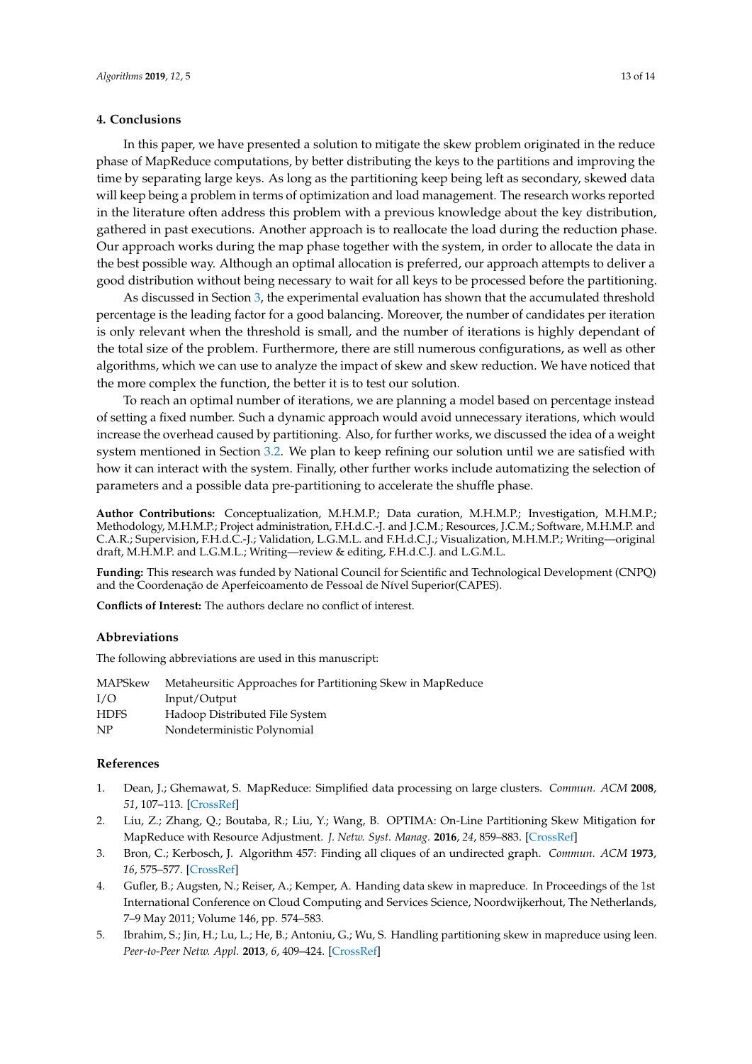## 4. Conclusions

In this paper, we have presented a solution to mitigate the skew problem originated in the reduce phase of MapReduce computations, by better distributing the keys to the partitions and improving the time by separating large keys. As long as the partitioning keep being left as secondary, skewed data will keep being a problem in terms of optimization and load management. The research works reported in the literature often address this problem with a previous knowledge about the key distribution, gathered in past executions. Another approach is to reallocate the load during the reduction phase. Our approach works during the map phase together with the system, in order to allocate the data in the best possible way. Although an optimal allocation is preferred, our approach attempts to deliver a good distribution without being necessary to wait for all keys to be processed before the partitioning.

As discussed in Section 3, the experimental evaluation has shown that the accumulated threshold percentage is the leading factor for a good balancing. Moreover, the number of candidates per iteration is only relevant when the threshold is small, and the number of iterations is highly dependant of the total size of the problem. Furthermore, there are still numerous configurations, as well as other algorithms, which we can use to analyze the impact of skew and skew reduction. We have noticed that the more complex the function, the better it is to test our solution.

To reach an optimal number of iterations, we are planning a model based on percentage instead of setting a fixed number. Such a dynamic approach would avoid unnecessary iterations, which would increase the overhead caused by partitioning. Also, for further works, we discussed the idea of a weight system mentioned in Section 3.2. We plan to keep refining our solution until we are satisfied with how it can interact with the system. Finally, other further works include automatizing the selection of parameters and a possible data pre-partitioning to accelerate the shuffle phase.

**Author Contributions:** Conceptualization, M.H.M.P.; Data curation, M.H.M.P.; Investigation, M.H.M.P.; Methodology, M.H.M.P.; Project administration, F.H.d.C.-J. and J.C.M.; Resources, J.C.M.; Software, M.H.M.P. and C.A.R.; Supervision, F.H.d.C.-J.; Validation, L.G.M.L. and F.H.d.C.J.; Visualization, M.H.M.P.; Writing—original draft, M.H.M.P. and L.G.M.L.; Writing—review & editing, F.H.d.C.J. and L.G.M.L.

**Funding:** This research was funded by National Council for Scientific and Technological Development (CNPQ) and the Coordenação de Aperfeicoamento de Pessoal de Nível Superior(CAPES).

**Conflicts of Interest:** The authors declare no conflict of interest.

## Abbreviations

The following abbreviations are used in this manuscript:

| | |
|---|---|
| MAPSkew | Metaheursitic Approaches for Partitioning Skew in MapReduce |
| I/O | Input/Output |
| HDFS | Hadoop Distributed File System |
| NP | Nondeterministic Polynomial |

## References

1. Dean, J.; Ghemawat, S. MapReduce: Simplified data processing on large clusters. *Commun. ACM* **2008**, *51*, 107–113. [CrossRef]
2. Liu, Z.; Zhang, Q.; Boutaba, R.; Liu, Y.; Wang, B. OPTIMA: On-Line Partitioning Skew Mitigation for MapReduce with Resource Adjustment. *J. Netw. Syst. Manag.* **2016**, *24*, 859–883. [CrossRef]
3. Bron, C.; Kerbosch, J. Algorithm 457: Finding all cliques of an undirected graph. *Commun. ACM* **1973**, *16*, 575–577. [CrossRef]
4. Gufler, B.; Augsten, N.; Reiser, A.; Kemper, A. Handing data skew in mapreduce. In Proceedings of the 1st International Conference on Cloud Computing and Services Science, Noordwijkerhout, The Netherlands, 7–9 May 2011; Volume 146, pp. 574–583.
5. Ibrahim, S.; Jin, H.; Lu, L.; He, B.; Antoniu, G.; Wu, S. Handling partitioning skew in mapreduce using leen. *Peer-to-Peer Netw. Appl.* **2013**, *6*, 409–424. [CrossRef]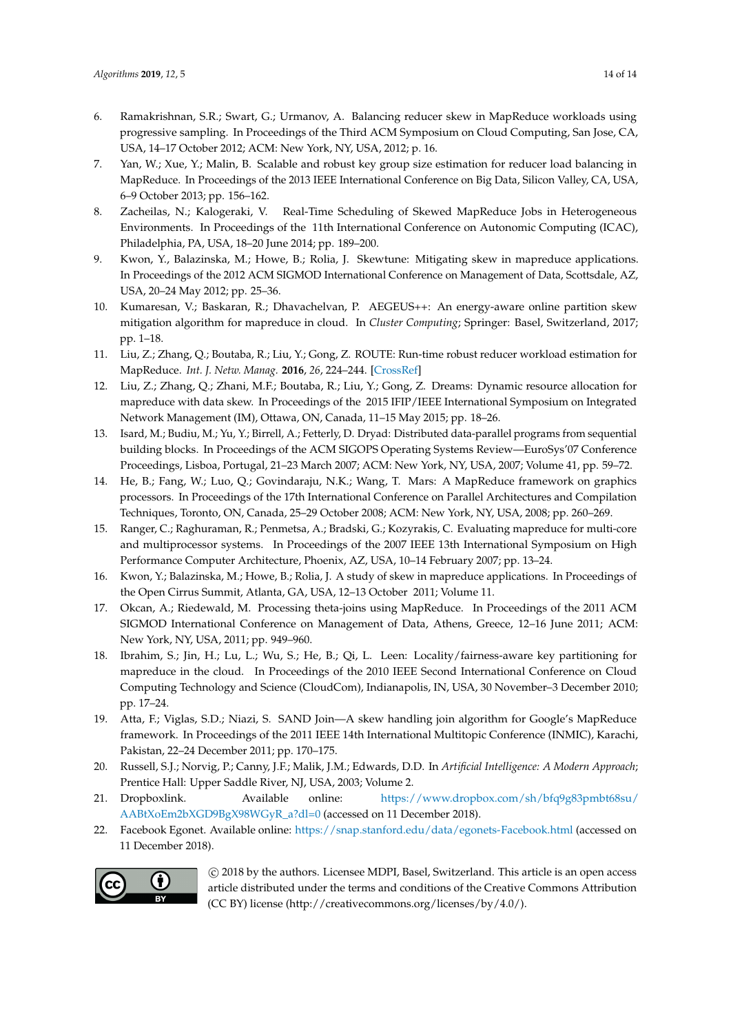6. Ramakrishnan, S.R.; Swart, G.; Urmanov, A. Balancing reducer skew in MapReduce workloads using progressive sampling. In Proceedings of the Third ACM Symposium on Cloud Computing, San Jose, CA, USA, 14–17 October 2012; ACM: New York, NY, USA, 2012; p. 16.
7. Yan, W.; Xue, Y.; Malin, B. Scalable and robust key group size estimation for reducer load balancing in MapReduce. In Proceedings of the 2013 IEEE International Conference on Big Data, Silicon Valley, CA, USA, 6–9 October 2013; pp. 156–162.
8. Zacheilas, N.; Kalogeraki, V. Real-Time Scheduling of Skewed MapReduce Jobs in Heterogeneous Environments. In Proceedings of the 11th International Conference on Autonomic Computing (ICAC), Philadelphia, PA, USA, 18–20 June 2014; pp. 189–200.
9. Kwon, Y., Balazinska, M.; Howe, B.; Rolia, J. Skewtune: Mitigating skew in mapreduce applications. In Proceedings of the 2012 ACM SIGMOD International Conference on Management of Data, Scottsdale, AZ, USA, 20–24 May 2012; pp. 25–36.
10. Kumaresan, V.; Baskaran, R.; Dhavachelvan, P. AEGEUS++: An energy-aware online partition skew mitigation algorithm for mapreduce in cloud. In *Cluster Computing*; Springer: Basel, Switzerland, 2017; pp. 1–18.
11. Liu, Z.; Zhang, Q.; Boutaba, R.; Liu, Y.; Gong, Z. ROUTE: Run-time robust reducer workload estimation for MapReduce. *Int. J. Netw. Manag.* **2016**, *26*, 224–244. [CrossRef]
12. Liu, Z.; Zhang, Q.; Zhani, M.F.; Boutaba, R.; Liu, Y.; Gong, Z. Dreams: Dynamic resource allocation for mapreduce with data skew. In Proceedings of the 2015 IFIP/IEEE International Symposium on Integrated Network Management (IM), Ottawa, ON, Canada, 11–15 May 2015; pp. 18–26.
13. Isard, M.; Budiu, M.; Yu, Y.; Birrell, A.; Fetterly, D. Dryad: Distributed data-parallel programs from sequential building blocks. In Proceedings of the ACM SIGOPS Operating Systems Review—EuroSys'07 Conference Proceedings, Lisboa, Portugal, 21–23 March 2007; ACM: New York, NY, USA, 2007; Volume 41, pp. 59–72.
14. He, B.; Fang, W.; Luo, Q.; Govindaraju, N.K.; Wang, T. Mars: A MapReduce framework on graphics processors. In Proceedings of the 17th International Conference on Parallel Architectures and Compilation Techniques, Toronto, ON, Canada, 25–29 October 2008; ACM: New York, NY, USA, 2008; pp. 260–269.
15. Ranger, C.; Raghuraman, R.; Penmetsa, A.; Bradski, G.; Kozyrakis, C. Evaluating mapreduce for multi-core and multiprocessor systems. In Proceedings of the 2007 IEEE 13th International Symposium on High Performance Computer Architecture, Phoenix, AZ, USA, 10–14 February 2007; pp. 13–24.
16. Kwon, Y.; Balazinska, M.; Howe, B.; Rolia, J. A study of skew in mapreduce applications. In Proceedings of the Open Cirrus Summit, Atlanta, GA, USA, 12–13 October 2011; Volume 11.
17. Okcan, A.; Riedewald, M. Processing theta-joins using MapReduce. In Proceedings of the 2011 ACM SIGMOD International Conference on Management of Data, Athens, Greece, 12–16 June 2011; ACM: New York, NY, USA, 2011; pp. 949–960.
18. Ibrahim, S.; Jin, H.; Lu, L.; Wu, S.; He, B.; Qi, L. Leen: Locality/fairness-aware key partitioning for mapreduce in the cloud. In Proceedings of the 2010 IEEE Second International Conference on Cloud Computing Technology and Science (CloudCom), Indianapolis, IN, USA, 30 November–3 December 2010; pp. 17–24.
19. Atta, F.; Viglas, S.D.; Niazi, S. SAND Join—A skew handling join algorithm for Google's MapReduce framework. In Proceedings of the 2011 IEEE 14th International Multitopic Conference (INMIC), Karachi, Pakistan, 22–24 December 2011; pp. 170–175.
20. Russell, S.J.; Norvig, P.; Canny, J.F.; Malik, J.M.; Edwards, D.D. In *Artificial Intelligence: A Modern Approach*; Prentice Hall: Upper Saddle River, NJ, USA, 2003; Volume 2.
21. Dropboxlink. Available online: https://www.dropbox.com/sh/bfq9g83pmbt68su/AABtXoEm2bXGD9BgX98WGyR_a?dl=0 (accessed on 11 December 2018).
22. Facebook Egonet. Available online: https://snap.stanford.edu/data/egonets-Facebook.html (accessed on 11 December 2018).

© 2018 by the authors. Licensee MDPI, Basel, Switzerland. This article is an open access article distributed under the terms and conditions of the Creative Commons Attribution (CC BY) license (http://creativecommons.org/licenses/by/4.0/).